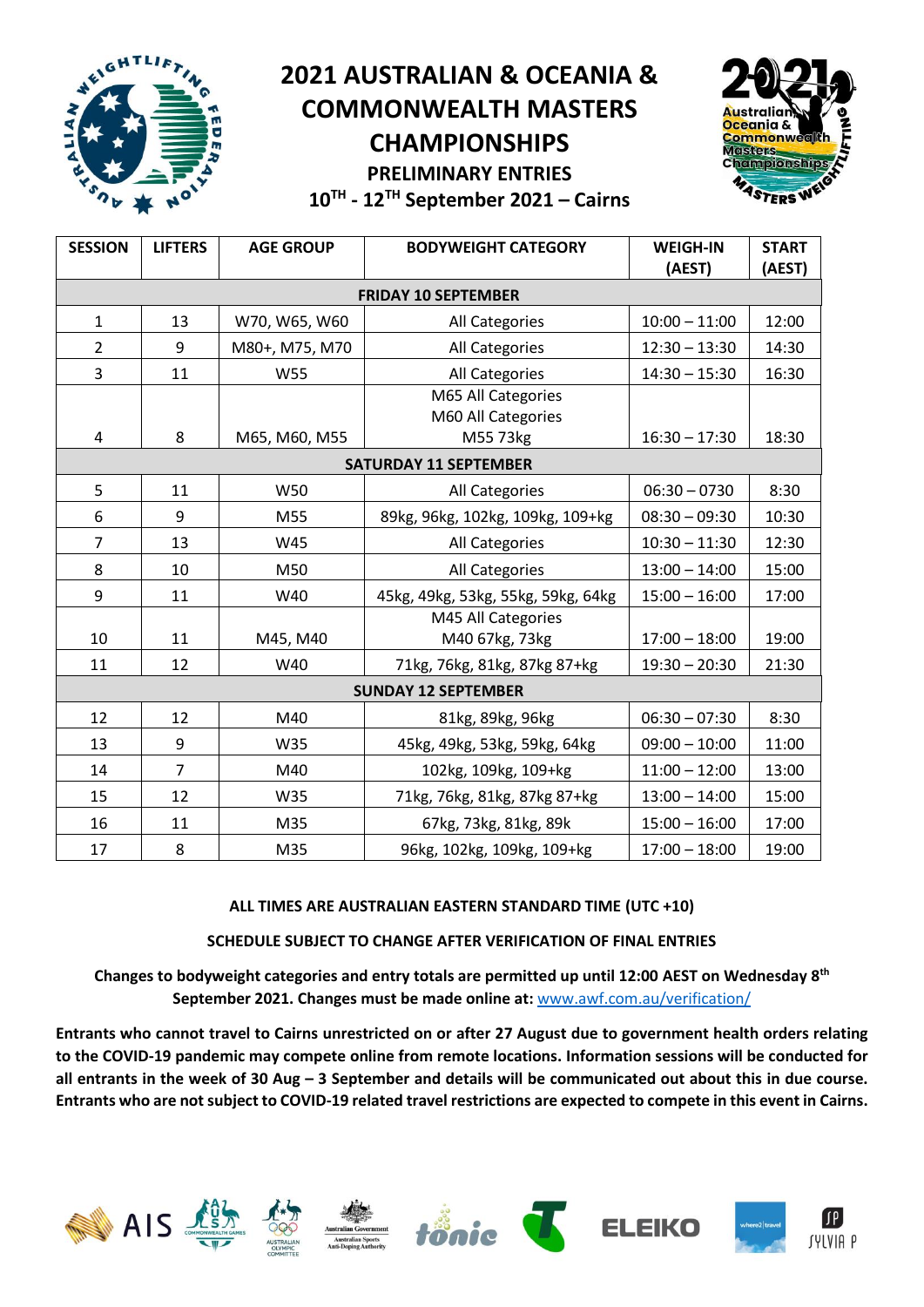# 2021 AUSTRALIAN & OCEANIA & COMMONWEALTH MASTERS CHAMPIONSHIPS

## PRELIMINARY ENTRIES

## 10TH - 12TH September 2021 – Cairns

| SESSION | LIFTERS | AGE GROUP | BODYWEIGHT CATEGORY | WEIGH-IN (AEST) | START (AEST) |
|---|---|---|---|---|---|
| **FRIDAY 10 SEPTEMBER** | | | | | |
| 1 | 13 | W70, W65, W60 | All Categories | 10:00 – 11:00 | 12:00 |
| 2 | 9 | M80+, M75, M70 | All Categories | 12:30 – 13:30 | 14:30 |
| 3 | 11 | W55 | All Categories | 14:30 – 15:30 | 16:30 |
| 4 | 8 | M65, M60, M55 | M65 All Categories<br>M60 All Categories<br>M55 73kg | 16:30 – 17:30 | 18:30 |
| **SATURDAY 11 SEPTEMBER** | | | | | |
| 5 | 11 | W50 | All Categories | 06:30 – 0730 | 8:30 |
| 6 | 9 | M55 | 89kg, 96kg, 102kg, 109kg, 109+kg | 08:30 – 09:30 | 10:30 |
| 7 | 13 | W45 | All Categories | 10:30 – 11:30 | 12:30 |
| 8 | 10 | M50 | All Categories | 13:00 – 14:00 | 15:00 |
| 9 | 11 | W40 | 45kg, 49kg, 53kg, 55kg, 59kg, 64kg | 15:00 – 16:00 | 17:00 |
| 10 | 11 | M45, M40 | M45 All Categories<br>M40 67kg, 73kg | 17:00 – 18:00 | 19:00 |
| 11 | 12 | W40 | 71kg, 76kg, 81kg, 87kg 87+kg | 19:30 – 20:30 | 21:30 |
| **SUNDAY 12 SEPTEMBER** | | | | | |
| 12 | 12 | M40 | 81kg, 89kg, 96kg | 06:30 – 07:30 | 8:30 |
| 13 | 9 | W35 | 45kg, 49kg, 53kg, 59kg, 64kg | 09:00 – 10:00 | 11:00 |
| 14 | 7 | M40 | 102kg, 109kg, 109+kg | 11:00 – 12:00 | 13:00 |
| 15 | 12 | W35 | 71kg, 76kg, 81kg, 87kg 87+kg | 13:00 – 14:00 | 15:00 |
| 16 | 11 | M35 | 67kg, 73kg, 81kg, 89k | 15:00 – 16:00 | 17:00 |
| 17 | 8 | M35 | 96kg, 102kg, 109kg, 109+kg | 17:00 – 18:00 | 19:00 |

**ALL TIMES ARE AUSTRALIAN EASTERN STANDARD TIME (UTC +10)**

**SCHEDULE SUBJECT TO CHANGE AFTER VERIFICATION OF FINAL ENTRIES**

**Changes to bodyweight categories and entry totals are permitted up until 12:00 AEST on Wednesday 8th September 2021. Changes must be made online at:** www.awf.com.au/verification/

**Entrants who cannot travel to Cairns unrestricted on or after 27 August due to government health orders relating to the COVID-19 pandemic may compete online from remote locations. Information sessions will be conducted for all entrants in the week of 30 Aug – 3 September and details will be communicated out about this in due course. Entrants who are not subject to COVID-19 related travel restrictions are expected to compete in this event in Cairns.**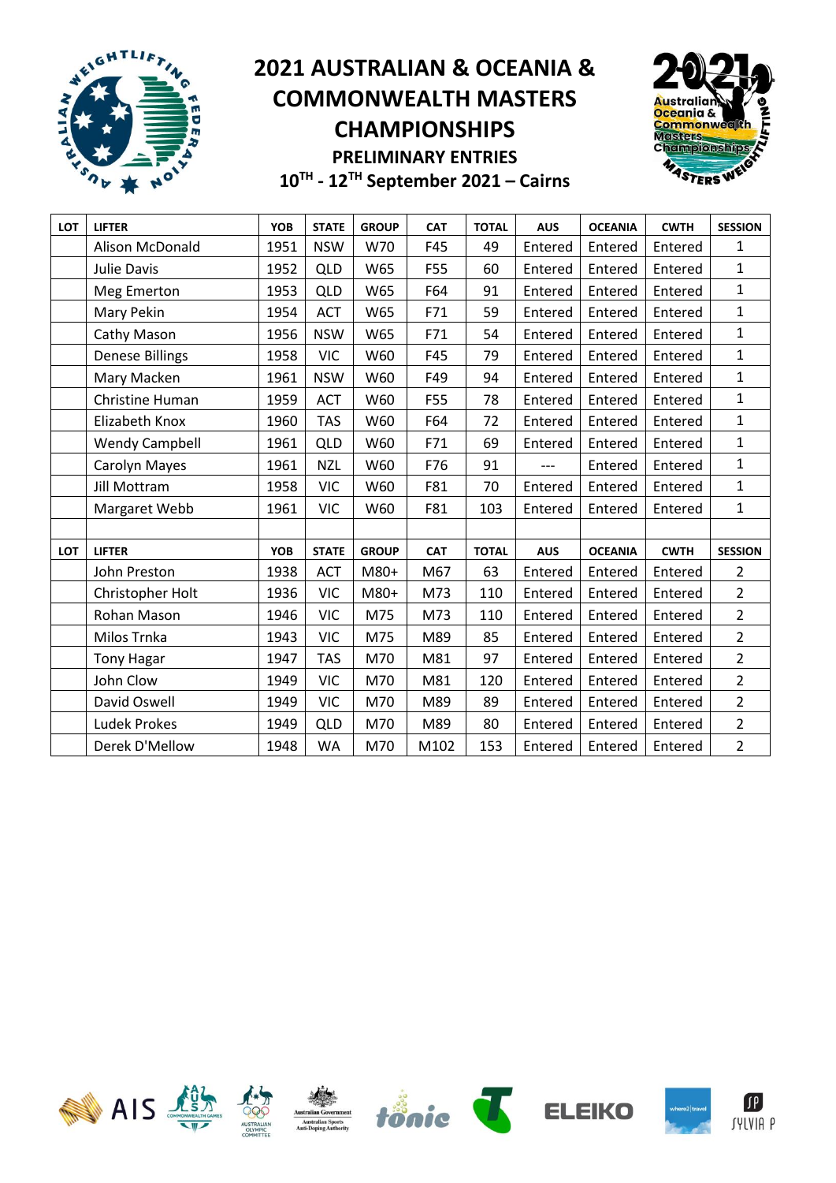# 2021 AUSTRALIAN & OCEANIA & COMMONWEALTH MASTERS CHAMPIONSHIPS

## PRELIMINARY ENTRIES

## 10TH - 12TH September 2021 – Cairns

| LOT | LIFTER | YOB | STATE | GROUP | CAT | TOTAL | AUS | OCEANIA | CWTH | SESSION |
|---|---|---|---|---|---|---|---|---|---|---|
| | Alison McDonald | 1951 | NSW | W70 | F45 | 49 | Entered | Entered | Entered | 1 |
| | Julie Davis | 1952 | QLD | W65 | F55 | 60 | Entered | Entered | Entered | 1 |
| | Meg Emerton | 1953 | QLD | W65 | F64 | 91 | Entered | Entered | Entered | 1 |
| | Mary Pekin | 1954 | ACT | W65 | F71 | 59 | Entered | Entered | Entered | 1 |
| | Cathy Mason | 1956 | NSW | W65 | F71 | 54 | Entered | Entered | Entered | 1 |
| | Denese Billings | 1958 | VIC | W60 | F45 | 79 | Entered | Entered | Entered | 1 |
| | Mary Macken | 1961 | NSW | W60 | F49 | 94 | Entered | Entered | Entered | 1 |
| | Christine Human | 1959 | ACT | W60 | F55 | 78 | Entered | Entered | Entered | 1 |
| | Elizabeth Knox | 1960 | TAS | W60 | F64 | 72 | Entered | Entered | Entered | 1 |
| | Wendy Campbell | 1961 | QLD | W60 | F71 | 69 | Entered | Entered | Entered | 1 |
| | Carolyn Mayes | 1961 | NZL | W60 | F76 | 91 | --- | Entered | Entered | 1 |
| | Jill Mottram | 1958 | VIC | W60 | F81 | 70 | Entered | Entered | Entered | 1 |
| | Margaret Webb | 1961 | VIC | W60 | F81 | 103 | Entered | Entered | Entered | 1 |
| | | | | | | | | | | |
| **LOT** | **LIFTER** | **YOB** | **STATE** | **GROUP** | **CAT** | **TOTAL** | **AUS** | **OCEANIA** | **CWTH** | **SESSION** |
| | John Preston | 1938 | ACT | M80+ | M67 | 63 | Entered | Entered | Entered | 2 |
| | Christopher Holt | 1936 | VIC | M80+ | M73 | 110 | Entered | Entered | Entered | 2 |
| | Rohan Mason | 1946 | VIC | M75 | M73 | 110 | Entered | Entered | Entered | 2 |
| | Milos Trnka | 1943 | VIC | M75 | M89 | 85 | Entered | Entered | Entered | 2 |
| | Tony Hagar | 1947 | TAS | M70 | M81 | 97 | Entered | Entered | Entered | 2 |
| | John Clow | 1949 | VIC | M70 | M81 | 120 | Entered | Entered | Entered | 2 |
| | David Oswell | 1949 | VIC | M70 | M89 | 89 | Entered | Entered | Entered | 2 |
| | Ludek Prokes | 1949 | QLD | M70 | M89 | 80 | Entered | Entered | Entered | 2 |
| | Derek D'Mellow | 1948 | WA | M70 | M102 | 153 | Entered | Entered | Entered | 2 |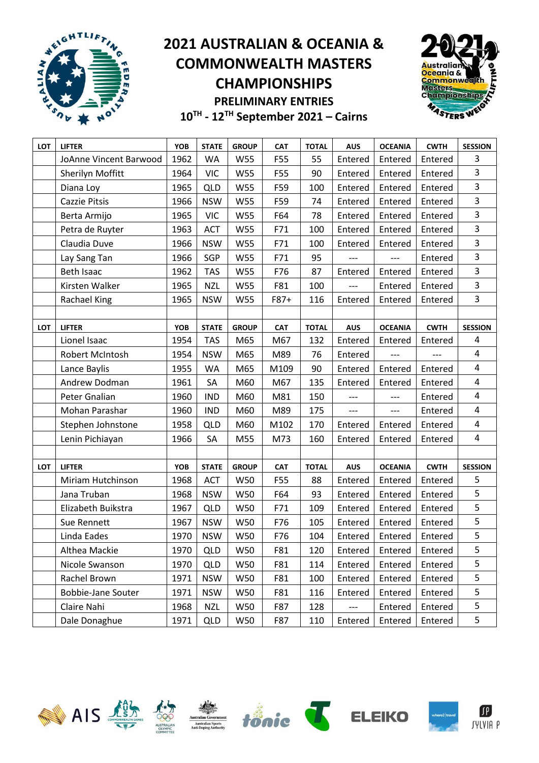# 2021 AUSTRALIAN & OCEANIA & COMMONWEALTH MASTERS CHAMPIONSHIPS

## PRELIMINARY ENTRIES

## 10TH - 12TH September 2021 – Cairns

| LOT | LIFTER | YOB | STATE | GROUP | CAT | TOTAL | AUS | OCEANIA | CWTH | SESSION |
|---|---|---|---|---|---|---|---|---|---|---|
| | JoAnne Vincent Barwood | 1962 | WA | W55 | F55 | 55 | Entered | Entered | Entered | 3 |
| | Sherilyn Moffitt | 1964 | VIC | W55 | F55 | 90 | Entered | Entered | Entered | 3 |
| | Diana Loy | 1965 | QLD | W55 | F59 | 100 | Entered | Entered | Entered | 3 |
| | Cazzie Pitsis | 1966 | NSW | W55 | F59 | 74 | Entered | Entered | Entered | 3 |
| | Berta Armijo | 1965 | VIC | W55 | F64 | 78 | Entered | Entered | Entered | 3 |
| | Petra de Ruyter | 1963 | ACT | W55 | F71 | 100 | Entered | Entered | Entered | 3 |
| | Claudia Duve | 1966 | NSW | W55 | F71 | 100 | Entered | Entered | Entered | 3 |
| | Lay Sang Tan | 1966 | SGP | W55 | F71 | 95 | --- | --- | Entered | 3 |
| | Beth Isaac | 1962 | TAS | W55 | F76 | 87 | Entered | Entered | Entered | 3 |
| | Kirsten Walker | 1965 | NZL | W55 | F81 | 100 | --- | Entered | Entered | 3 |
| | Rachael King | 1965 | NSW | W55 | F87+ | 116 | Entered | Entered | Entered | 3 |

| LOT | LIFTER | YOB | STATE | GROUP | CAT | TOTAL | AUS | OCEANIA | CWTH | SESSION |
|---|---|---|---|---|---|---|---|---|---|---|
| | Lionel Isaac | 1954 | TAS | M65 | M67 | 132 | Entered | Entered | Entered | 4 |
| | Robert McIntosh | 1954 | NSW | M65 | M89 | 76 | Entered | --- | --- | 4 |
| | Lance Baylis | 1955 | WA | M65 | M109 | 90 | Entered | Entered | Entered | 4 |
| | Andrew Dodman | 1961 | SA | M60 | M67 | 135 | Entered | Entered | Entered | 4 |
| | Peter Gnalian | 1960 | IND | M60 | M81 | 150 | --- | --- | Entered | 4 |
| | Mohan Parashar | 1960 | IND | M60 | M89 | 175 | --- | --- | Entered | 4 |
| | Stephen Johnstone | 1958 | QLD | M60 | M102 | 170 | Entered | Entered | Entered | 4 |
| | Lenin Pichiayan | 1966 | SA | M55 | M73 | 160 | Entered | Entered | Entered | 4 |

| LOT | LIFTER | YOB | STATE | GROUP | CAT | TOTAL | AUS | OCEANIA | CWTH | SESSION |
|---|---|---|---|---|---|---|---|---|---|---|
| | Miriam Hutchinson | 1968 | ACT | W50 | F55 | 88 | Entered | Entered | Entered | 5 |
| | Jana Truban | 1968 | NSW | W50 | F64 | 93 | Entered | Entered | Entered | 5 |
| | Elizabeth Buikstra | 1967 | QLD | W50 | F71 | 109 | Entered | Entered | Entered | 5 |
| | Sue Rennett | 1967 | NSW | W50 | F76 | 105 | Entered | Entered | Entered | 5 |
| | Linda Eades | 1970 | NSW | W50 | F76 | 104 | Entered | Entered | Entered | 5 |
| | Althea Mackie | 1970 | QLD | W50 | F81 | 120 | Entered | Entered | Entered | 5 |
| | Nicole Swanson | 1970 | QLD | W50 | F81 | 114 | Entered | Entered | Entered | 5 |
| | Rachel Brown | 1971 | NSW | W50 | F81 | 100 | Entered | Entered | Entered | 5 |
| | Bobbie-Jane Souter | 1971 | NSW | W50 | F81 | 116 | Entered | Entered | Entered | 5 |
| | Claire Nahi | 1968 | NZL | W50 | F87 | 128 | --- | Entered | Entered | 5 |
| | Dale Donaghue | 1971 | QLD | W50 | F87 | 110 | Entered | Entered | Entered | 5 |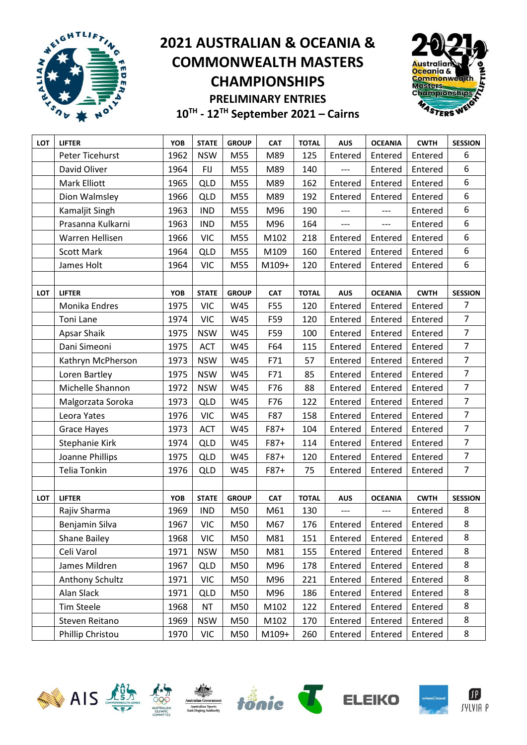# 2021 AUSTRALIAN & OCEANIA & COMMONWEALTH MASTERS CHAMPIONSHIPS

## PRELIMINARY ENTRIES

**10TH - 12TH September 2021 – Cairns**

| LOT | LIFTER | YOB | STATE | GROUP | CAT | TOTAL | AUS | OCEANIA | CWTH | SESSION |
|---|---|---|---|---|---|---|---|---|---|---|
| | Peter Ticehurst | 1962 | NSW | M55 | M89 | 125 | Entered | Entered | Entered | 6 |
| | David Oliver | 1964 | FIJ | M55 | M89 | 140 | --- | Entered | Entered | 6 |
| | Mark Elliott | 1965 | QLD | M55 | M89 | 162 | Entered | Entered | Entered | 6 |
| | Dion Walmsley | 1966 | QLD | M55 | M89 | 192 | Entered | Entered | Entered | 6 |
| | Kamaljit Singh | 1963 | IND | M55 | M96 | 190 | --- | --- | Entered | 6 |
| | Prasanna Kulkarni | 1963 | IND | M55 | M96 | 164 | --- | --- | Entered | 6 |
| | Warren Hellisen | 1966 | VIC | M55 | M102 | 218 | Entered | Entered | Entered | 6 |
| | Scott Mark | 1964 | QLD | M55 | M109 | 160 | Entered | Entered | Entered | 6 |
| | James Holt | 1964 | VIC | M55 | M109+ | 120 | Entered | Entered | Entered | 6 |

| LOT | LIFTER | YOB | STATE | GROUP | CAT | TOTAL | AUS | OCEANIA | CWTH | SESSION |
|---|---|---|---|---|---|---|---|---|---|---|
| | Monika Endres | 1975 | VIC | W45 | F55 | 120 | Entered | Entered | Entered | 7 |
| | Toni Lane | 1974 | VIC | W45 | F59 | 120 | Entered | Entered | Entered | 7 |
| | Apsar Shaik | 1975 | NSW | W45 | F59 | 100 | Entered | Entered | Entered | 7 |
| | Dani Simeoni | 1975 | ACT | W45 | F64 | 115 | Entered | Entered | Entered | 7 |
| | Kathryn McPherson | 1973 | NSW | W45 | F71 | 57 | Entered | Entered | Entered | 7 |
| | Loren Bartley | 1975 | NSW | W45 | F71 | 85 | Entered | Entered | Entered | 7 |
| | Michelle Shannon | 1972 | NSW | W45 | F76 | 88 | Entered | Entered | Entered | 7 |
| | Malgorzata Soroka | 1973 | QLD | W45 | F76 | 122 | Entered | Entered | Entered | 7 |
| | Leora Yates | 1976 | VIC | W45 | F87 | 158 | Entered | Entered | Entered | 7 |
| | Grace Hayes | 1973 | ACT | W45 | F87+ | 104 | Entered | Entered | Entered | 7 |
| | Stephanie Kirk | 1974 | QLD | W45 | F87+ | 114 | Entered | Entered | Entered | 7 |
| | Joanne Phillips | 1975 | QLD | W45 | F87+ | 120 | Entered | Entered | Entered | 7 |
| | Telia Tonkin | 1976 | QLD | W45 | F87+ | 75 | Entered | Entered | Entered | 7 |

| LOT | LIFTER | YOB | STATE | GROUP | CAT | TOTAL | AUS | OCEANIA | CWTH | SESSION |
|---|---|---|---|---|---|---|---|---|---|---|
| | Rajiv Sharma | 1969 | IND | M50 | M61 | 130 | --- | --- | Entered | 8 |
| | Benjamin Silva | 1967 | VIC | M50 | M67 | 176 | Entered | Entered | Entered | 8 |
| | Shane Bailey | 1968 | VIC | M50 | M81 | 151 | Entered | Entered | Entered | 8 |
| | Celi Varol | 1971 | NSW | M50 | M81 | 155 | Entered | Entered | Entered | 8 |
| | James Mildren | 1967 | QLD | M50 | M96 | 178 | Entered | Entered | Entered | 8 |
| | Anthony Schultz | 1971 | VIC | M50 | M96 | 221 | Entered | Entered | Entered | 8 |
| | Alan Slack | 1971 | QLD | M50 | M96 | 186 | Entered | Entered | Entered | 8 |
| | Tim Steele | 1968 | NT | M50 | M102 | 122 | Entered | Entered | Entered | 8 |
| | Steven Reitano | 1969 | NSW | M50 | M102 | 170 | Entered | Entered | Entered | 8 |
| | Phillip Christou | 1970 | VIC | M50 | M109+ | 260 | Entered | Entered | Entered | 8 |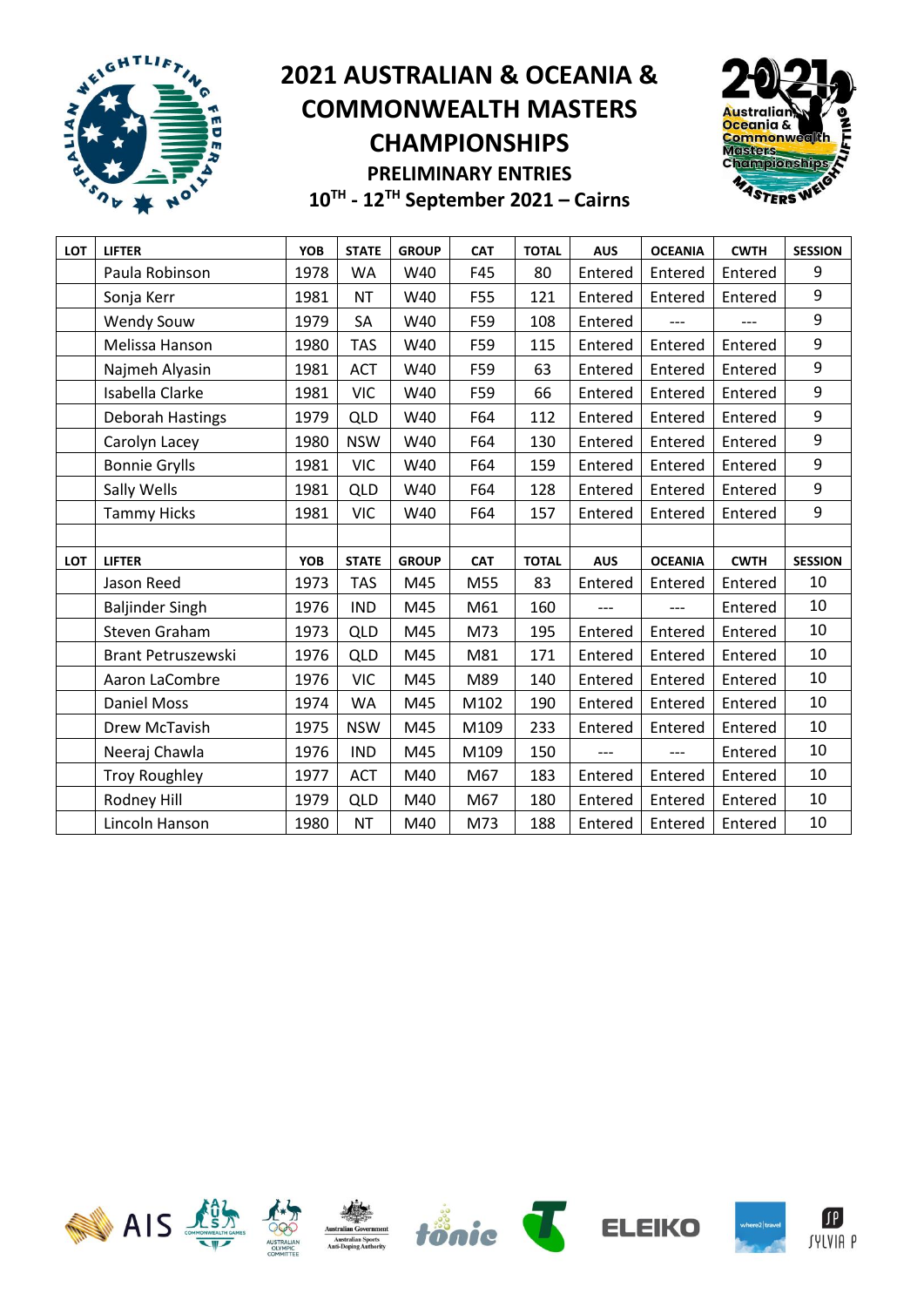# 2021 AUSTRALIAN & OCEANIA & COMMONWEALTH MASTERS CHAMPIONSHIPS

## PRELIMINARY ENTRIES

## 10TH - 12TH September 2021 – Cairns

| LOT | LIFTER | YOB | STATE | GROUP | CAT | TOTAL | AUS | OCEANIA | CWTH | SESSION |
|---|---|---|---|---|---|---|---|---|---|---|
| | Paula Robinson | 1978 | WA | W40 | F45 | 80 | Entered | Entered | Entered | 9 |
| | Sonja Kerr | 1981 | NT | W40 | F55 | 121 | Entered | Entered | Entered | 9 |
| | Wendy Souw | 1979 | SA | W40 | F59 | 108 | Entered | --- | --- | 9 |
| | Melissa Hanson | 1980 | TAS | W40 | F59 | 115 | Entered | Entered | Entered | 9 |
| | Najmeh Alyasin | 1981 | ACT | W40 | F59 | 63 | Entered | Entered | Entered | 9 |
| | Isabella Clarke | 1981 | VIC | W40 | F59 | 66 | Entered | Entered | Entered | 9 |
| | Deborah Hastings | 1979 | QLD | W40 | F64 | 112 | Entered | Entered | Entered | 9 |
| | Carolyn Lacey | 1980 | NSW | W40 | F64 | 130 | Entered | Entered | Entered | 9 |
| | Bonnie Grylls | 1981 | VIC | W40 | F64 | 159 | Entered | Entered | Entered | 9 |
| | Sally Wells | 1981 | QLD | W40 | F64 | 128 | Entered | Entered | Entered | 9 |
| | Tammy Hicks | 1981 | VIC | W40 | F64 | 157 | Entered | Entered | Entered | 9 |

| LOT | LIFTER | YOB | STATE | GROUP | CAT | TOTAL | AUS | OCEANIA | CWTH | SESSION |
|---|---|---|---|---|---|---|---|---|---|---|
| | Jason Reed | 1973 | TAS | M45 | M55 | 83 | Entered | Entered | Entered | 10 |
| | Baljinder Singh | 1976 | IND | M45 | M61 | 160 | --- | --- | Entered | 10 |
| | Steven Graham | 1973 | QLD | M45 | M73 | 195 | Entered | Entered | Entered | 10 |
| | Brant Petruszewski | 1976 | QLD | M45 | M81 | 171 | Entered | Entered | Entered | 10 |
| | Aaron LaCombre | 1976 | VIC | M45 | M89 | 140 | Entered | Entered | Entered | 10 |
| | Daniel Moss | 1974 | WA | M45 | M102 | 190 | Entered | Entered | Entered | 10 |
| | Drew McTavish | 1975 | NSW | M45 | M109 | 233 | Entered | Entered | Entered | 10 |
| | Neeraj Chawla | 1976 | IND | M45 | M109 | 150 | --- | --- | Entered | 10 |
| | Troy Roughley | 1977 | ACT | M40 | M67 | 183 | Entered | Entered | Entered | 10 |
| | Rodney Hill | 1979 | QLD | M40 | M67 | 180 | Entered | Entered | Entered | 10 |
| | Lincoln Hanson | 1980 | NT | M40 | M73 | 188 | Entered | Entered | Entered | 10 |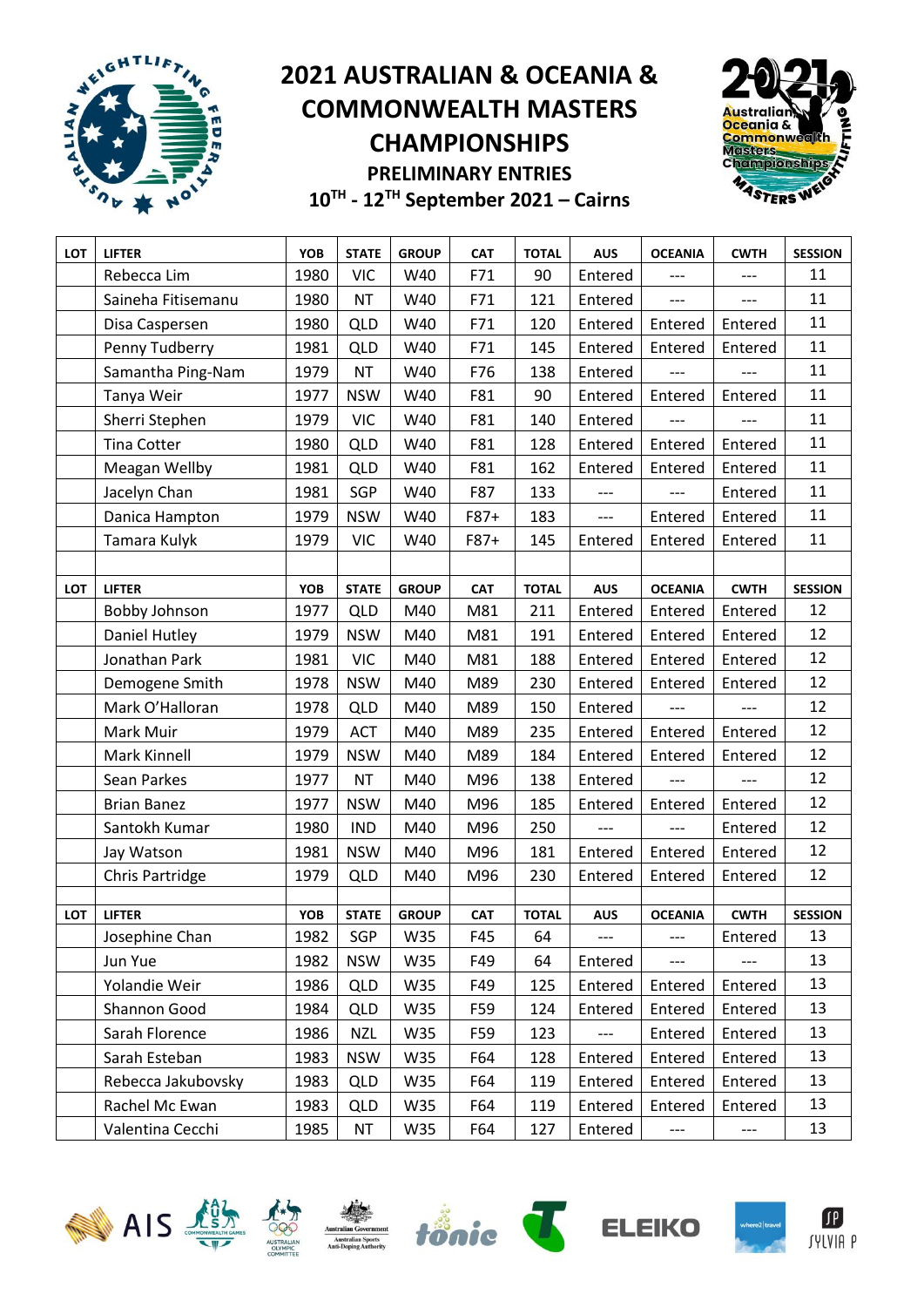# 2021 AUSTRALIAN & OCEANIA & COMMONWEALTH MASTERS CHAMPIONSHIPS

## PRELIMINARY ENTRIES

## 10TH - 12TH September 2021 – Cairns

| LOT | LIFTER | YOB | STATE | GROUP | CAT | TOTAL | AUS | OCEANIA | CWTH | SESSION |
|---|---|---|---|---|---|---|---|---|---|---|
| | Rebecca Lim | 1980 | VIC | W40 | F71 | 90 | Entered | --- | --- | 11 |
| | Saineha Fitisemanu | 1980 | NT | W40 | F71 | 121 | Entered | --- | --- | 11 |
| | Disa Caspersen | 1980 | QLD | W40 | F71 | 120 | Entered | Entered | Entered | 11 |
| | Penny Tudberry | 1981 | QLD | W40 | F71 | 145 | Entered | Entered | Entered | 11 |
| | Samantha Ping-Nam | 1979 | NT | W40 | F76 | 138 | Entered | --- | --- | 11 |
| | Tanya Weir | 1977 | NSW | W40 | F81 | 90 | Entered | Entered | Entered | 11 |
| | Sherri Stephen | 1979 | VIC | W40 | F81 | 140 | Entered | --- | --- | 11 |
| | Tina Cotter | 1980 | QLD | W40 | F81 | 128 | Entered | Entered | Entered | 11 |
| | Meagan Wellby | 1981 | QLD | W40 | F81 | 162 | Entered | Entered | Entered | 11 |
| | Jacelyn Chan | 1981 | SGP | W40 | F87 | 133 | --- | --- | Entered | 11 |
| | Danica Hampton | 1979 | NSW | W40 | F87+ | 183 | --- | Entered | Entered | 11 |
| | Tamara Kulyk | 1979 | VIC | W40 | F87+ | 145 | Entered | Entered | Entered | 11 |

| LOT | LIFTER | YOB | STATE | GROUP | CAT | TOTAL | AUS | OCEANIA | CWTH | SESSION |
|---|---|---|---|---|---|---|---|---|---|---|
| | Bobby Johnson | 1977 | QLD | M40 | M81 | 211 | Entered | Entered | Entered | 12 |
| | Daniel Hutley | 1979 | NSW | M40 | M81 | 191 | Entered | Entered | Entered | 12 |
| | Jonathan Park | 1981 | VIC | M40 | M81 | 188 | Entered | Entered | Entered | 12 |
| | Demogene Smith | 1978 | NSW | M40 | M89 | 230 | Entered | Entered | Entered | 12 |
| | Mark O'Halloran | 1978 | QLD | M40 | M89 | 150 | Entered | --- | --- | 12 |
| | Mark Muir | 1979 | ACT | M40 | M89 | 235 | Entered | Entered | Entered | 12 |
| | Mark Kinnell | 1979 | NSW | M40 | M89 | 184 | Entered | Entered | Entered | 12 |
| | Sean Parkes | 1977 | NT | M40 | M96 | 138 | Entered | --- | --- | 12 |
| | Brian Banez | 1977 | NSW | M40 | M96 | 185 | Entered | Entered | Entered | 12 |
| | Santokh Kumar | 1980 | IND | M40 | M96 | 250 | --- | --- | Entered | 12 |
| | Jay Watson | 1981 | NSW | M40 | M96 | 181 | Entered | Entered | Entered | 12 |
| | Chris Partridge | 1979 | QLD | M40 | M96 | 230 | Entered | Entered | Entered | 12 |

| LOT | LIFTER | YOB | STATE | GROUP | CAT | TOTAL | AUS | OCEANIA | CWTH | SESSION |
|---|---|---|---|---|---|---|---|---|---|---|
| | Josephine Chan | 1982 | SGP | W35 | F45 | 64 | --- | --- | Entered | 13 |
| | Jun Yue | 1982 | NSW | W35 | F49 | 64 | Entered | --- | --- | 13 |
| | Yolandie Weir | 1986 | QLD | W35 | F49 | 125 | Entered | Entered | Entered | 13 |
| | Shannon Good | 1984 | QLD | W35 | F59 | 124 | Entered | Entered | Entered | 13 |
| | Sarah Florence | 1986 | NZL | W35 | F59 | 123 | --- | Entered | Entered | 13 |
| | Sarah Esteban | 1983 | NSW | W35 | F64 | 128 | Entered | Entered | Entered | 13 |
| | Rebecca Jakubovsky | 1983 | QLD | W35 | F64 | 119 | Entered | Entered | Entered | 13 |
| | Rachel Mc Ewan | 1983 | QLD | W35 | F64 | 119 | Entered | Entered | Entered | 13 |
| | Valentina Cecchi | 1985 | NT | W35 | F64 | 127 | Entered | --- | --- | 13 |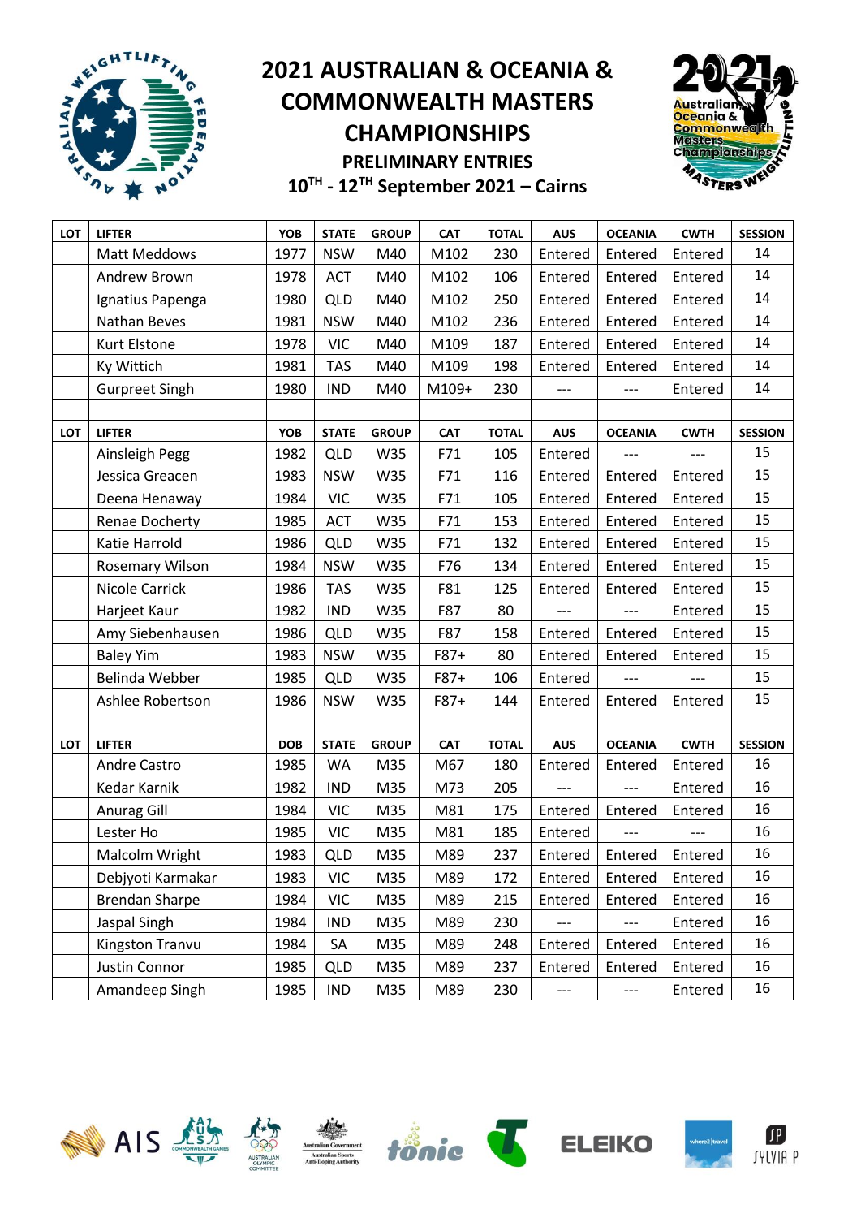# 2021 AUSTRALIAN & OCEANIA & COMMONWEALTH MASTERS CHAMPIONSHIPS

## PRELIMINARY ENTRIES

## 10TH - 12TH September 2021 – Cairns

| LOT | LIFTER | YOB | STATE | GROUP | CAT | TOTAL | AUS | OCEANIA | CWTH | SESSION |
|---|---|---|---|---|---|---|---|---|---|---|
| | Matt Meddows | 1977 | NSW | M40 | M102 | 230 | Entered | Entered | Entered | 14 |
| | Andrew Brown | 1978 | ACT | M40 | M102 | 106 | Entered | Entered | Entered | 14 |
| | Ignatius Papenga | 1980 | QLD | M40 | M102 | 250 | Entered | Entered | Entered | 14 |
| | Nathan Beves | 1981 | NSW | M40 | M102 | 236 | Entered | Entered | Entered | 14 |
| | Kurt Elstone | 1978 | VIC | M40 | M109 | 187 | Entered | Entered | Entered | 14 |
| | Ky Wittich | 1981 | TAS | M40 | M109 | 198 | Entered | Entered | Entered | 14 |
| | Gurpreet Singh | 1980 | IND | M40 | M109+ | 230 | --- | --- | Entered | 14 |

| LOT | LIFTER | YOB | STATE | GROUP | CAT | TOTAL | AUS | OCEANIA | CWTH | SESSION |
|---|---|---|---|---|---|---|---|---|---|---|
| | Ainsleigh Pegg | 1982 | QLD | W35 | F71 | 105 | Entered | --- | --- | 15 |
| | Jessica Greacen | 1983 | NSW | W35 | F71 | 116 | Entered | Entered | Entered | 15 |
| | Deena Henaway | 1984 | VIC | W35 | F71 | 105 | Entered | Entered | Entered | 15 |
| | Renae Docherty | 1985 | ACT | W35 | F71 | 153 | Entered | Entered | Entered | 15 |
| | Katie Harrold | 1986 | QLD | W35 | F71 | 132 | Entered | Entered | Entered | 15 |
| | Rosemary Wilson | 1984 | NSW | W35 | F76 | 134 | Entered | Entered | Entered | 15 |
| | Nicole Carrick | 1986 | TAS | W35 | F81 | 125 | Entered | Entered | Entered | 15 |
| | Harjeet Kaur | 1982 | IND | W35 | F87 | 80 | --- | --- | Entered | 15 |
| | Amy Siebenhausen | 1986 | QLD | W35 | F87 | 158 | Entered | Entered | Entered | 15 |
| | Baley Yim | 1983 | NSW | W35 | F87+ | 80 | Entered | Entered | Entered | 15 |
| | Belinda Webber | 1985 | QLD | W35 | F87+ | 106 | Entered | --- | --- | 15 |
| | Ashlee Robertson | 1986 | NSW | W35 | F87+ | 144 | Entered | Entered | Entered | 15 |

| LOT | LIFTER | DOB | STATE | GROUP | CAT | TOTAL | AUS | OCEANIA | CWTH | SESSION |
|---|---|---|---|---|---|---|---|---|---|---|
| | Andre Castro | 1985 | WA | M35 | M67 | 180 | Entered | Entered | Entered | 16 |
| | Kedar Karnik | 1982 | IND | M35 | M73 | 205 | --- | --- | Entered | 16 |
| | Anurag Gill | 1984 | VIC | M35 | M81 | 175 | Entered | Entered | Entered | 16 |
| | Lester Ho | 1985 | VIC | M35 | M81 | 185 | Entered | --- | --- | 16 |
| | Malcolm Wright | 1983 | QLD | M35 | M89 | 237 | Entered | Entered | Entered | 16 |
| | Debjyoti Karmakar | 1983 | VIC | M35 | M89 | 172 | Entered | Entered | Entered | 16 |
| | Brendan Sharpe | 1984 | VIC | M35 | M89 | 215 | Entered | Entered | Entered | 16 |
| | Jaspal Singh | 1984 | IND | M35 | M89 | 230 | --- | --- | Entered | 16 |
| | Kingston Tranvu | 1984 | SA | M35 | M89 | 248 | Entered | Entered | Entered | 16 |
| | Justin Connor | 1985 | QLD | M35 | M89 | 237 | Entered | Entered | Entered | 16 |
| | Amandeep Singh | 1985 | IND | M35 | M89 | 230 | --- | --- | Entered | 16 |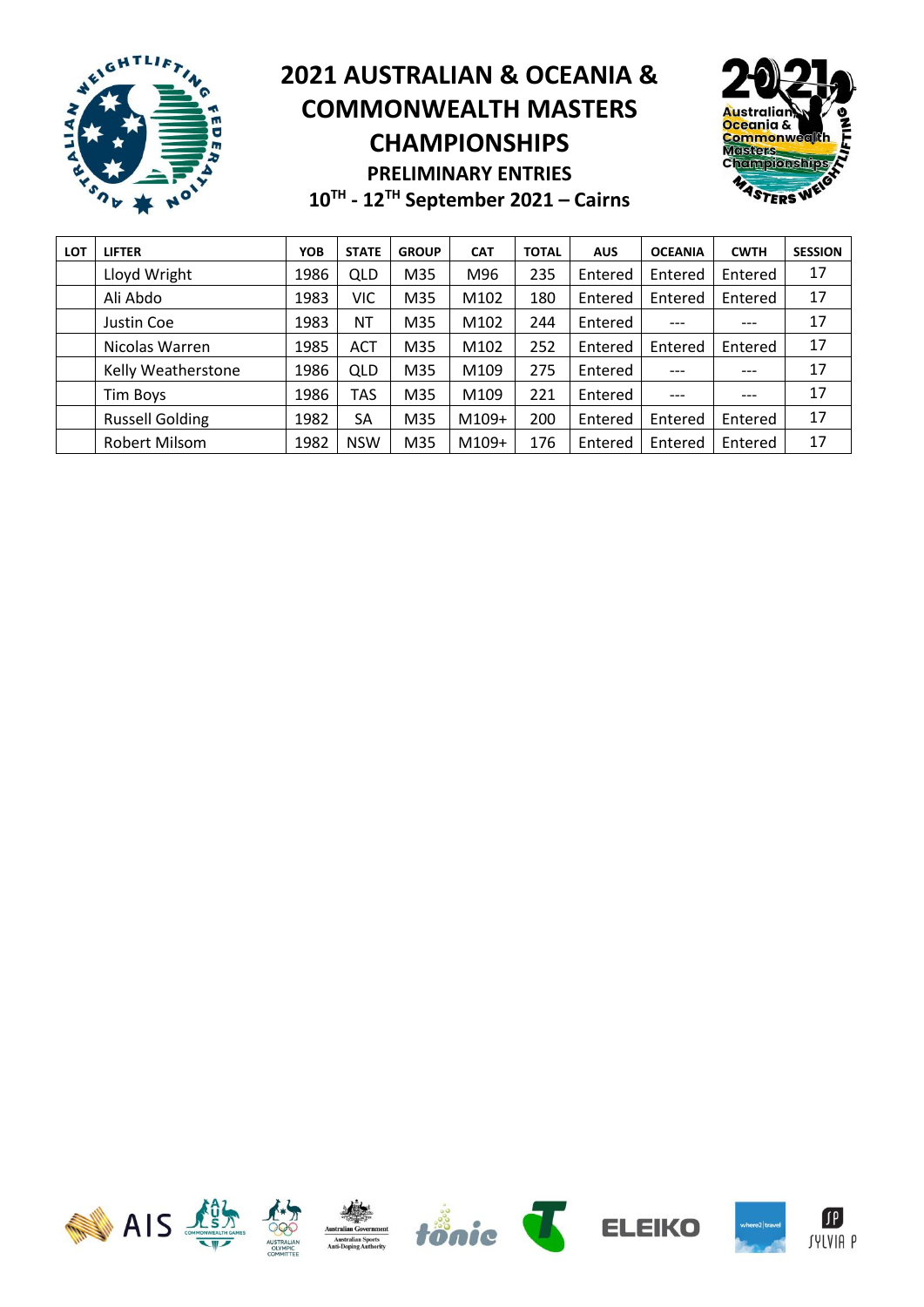# 2021 AUSTRALIAN & OCEANIA & COMMONWEALTH MASTERS CHAMPIONSHIPS

## PRELIMINARY ENTRIES

## 10TH - 12TH September 2021 – Cairns

| LOT | LIFTER | YOB | STATE | GROUP | CAT | TOTAL | AUS | OCEANIA | CWTH | SESSION |
|---|---|---|---|---|---|---|---|---|---|---|
| | Lloyd Wright | 1986 | QLD | M35 | M96 | 235 | Entered | Entered | Entered | 17 |
| | Ali Abdo | 1983 | VIC | M35 | M102 | 180 | Entered | Entered | Entered | 17 |
| | Justin Coe | 1983 | NT | M35 | M102 | 244 | Entered | --- | --- | 17 |
| | Nicolas Warren | 1985 | ACT | M35 | M102 | 252 | Entered | Entered | Entered | 17 |
| | Kelly Weatherstone | 1986 | QLD | M35 | M109 | 275 | Entered | --- | --- | 17 |
| | Tim Boys | 1986 | TAS | M35 | M109 | 221 | Entered | --- | --- | 17 |
| | Russell Golding | 1982 | SA | M35 | M109+ | 200 | Entered | Entered | Entered | 17 |
| | Robert Milsom | 1982 | NSW | M35 | M109+ | 176 | Entered | Entered | Entered | 17 |